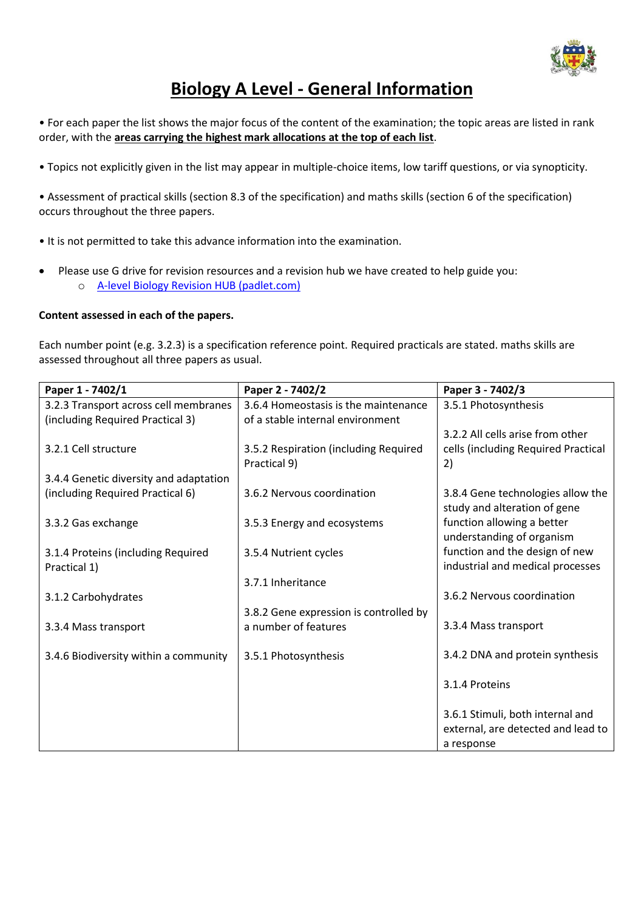# Biology A Level - General Information

- For each paper the list shows the major focus of the content of the examination; the topic areas are listed in rank order, with the **areas carrying the highest mark allocations at the top of each list**.

- Topics not explicitly given in the list may appear in multiple-choice items, low tariff questions, or via synopticity.

- Assessment of practical skills (section 8.3 of the specification) and maths skills (section 6 of the specification) occurs throughout the three papers.

- It is not permitted to take this advance information into the examination.

- Please use G drive for revision resources and a revision hub we have created to help guide you:
  - [A-level Biology Revision HUB (padlet.com)]()

**Content assessed in each of the papers.**

Each number point (e.g. 3.2.3) is a specification reference point. Required practicals are stated. maths skills are assessed throughout all three papers as usual.

| Paper 1 - 7402/1 | Paper 2 - 7402/2 | Paper 3 - 7402/3 |
|---|---|---|
| 3.2.3 Transport across cell membranes (including Required Practical 3) | 3.6.4 Homeostasis is the maintenance of a stable internal environment | 3.5.1 Photosynthesis |
| 3.2.1 Cell structure | 3.5.2 Respiration (including Required Practical 9) | 3.2.2 All cells arise from other cells (including Required Practical 2) |
| 3.4.4 Genetic diversity and adaptation (including Required Practical 6) | 3.6.2 Nervous coordination | 3.8.4 Gene technologies allow the study and alteration of gene function allowing a better understanding of organism function and the design of new industrial and medical processes |
| 3.3.2 Gas exchange | 3.5.3 Energy and ecosystems | 3.6.2 Nervous coordination |
| 3.1.4 Proteins (including Required Practical 1) | 3.5.4 Nutrient cycles | 3.3.4 Mass transport |
| 3.1.2 Carbohydrates | 3.7.1 Inheritance | 3.4.2 DNA and protein synthesis |
| 3.3.4 Mass transport | 3.8.2 Gene expression is controlled by a number of features | 3.1.4 Proteins |
| 3.4.6 Biodiversity within a community | 3.5.1 Photosynthesis | 3.6.1 Stimuli, both internal and external, are detected and lead to a response |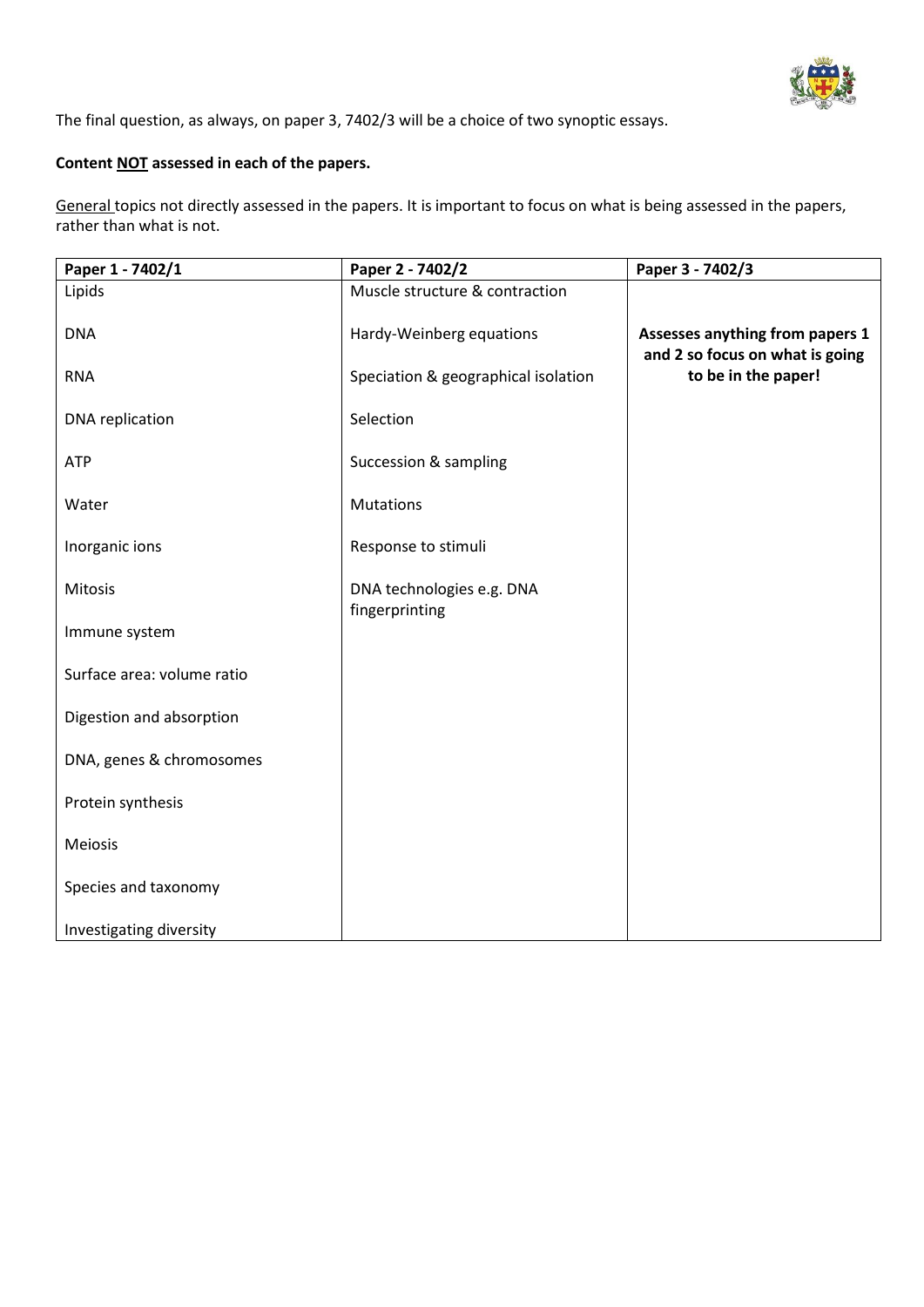The final question, as always, on paper 3, 7402/3 will be a choice of two synoptic essays.

**Content NOT assessed in each of the papers.**

General topics not directly assessed in the papers. It is important to focus on what is being assessed in the papers, rather than what is not.

| Paper 1 - 7402/1 | Paper 2 - 7402/2 | Paper 3 - 7402/3 |
|---|---|---|
| Lipids | Muscle structure & contraction | **Assesses anything from papers 1 and 2 so focus on what is going to be in the paper!** |
| DNA | Hardy-Weinberg equations | |
| RNA | Speciation & geographical isolation | |
| DNA replication | Selection | |
| ATP | Succession & sampling | |
| Water | Mutations | |
| Inorganic ions | Response to stimuli | |
| Mitosis | DNA technologies e.g. DNA fingerprinting | |
| Immune system | | |
| Surface area: volume ratio | | |
| Digestion and absorption | | |
| DNA, genes & chromosomes | | |
| Protein synthesis | | |
| Meiosis | | |
| Species and taxonomy | | |
| Investigating diversity | | |